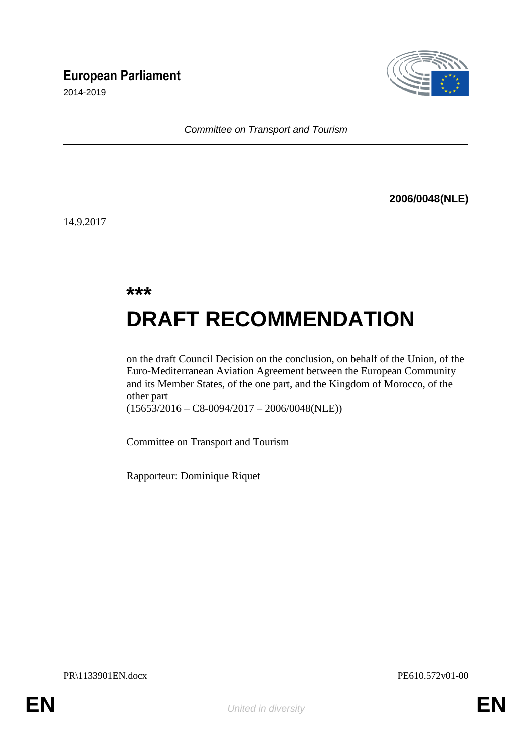**European Parliament**

2014-2019

*Committee on Transport and Tourism*

**2006/0048(NLE)**

14.9.2017

**\*\*\***

# DRAFT RECOMMENDATION

on the draft Council Decision on the conclusion, on behalf of the Union, of the Euro-Mediterranean Aviation Agreement between the European Community and its Member States, of the one part, and the Kingdom of Morocco, of the other part
(15653/2016 – C8-0094/2017 – 2006/0048(NLE))

Committee on Transport and Tourism

Rapporteur: Dominique Riquet

PR\1133901EN.docx PE610.572v01-00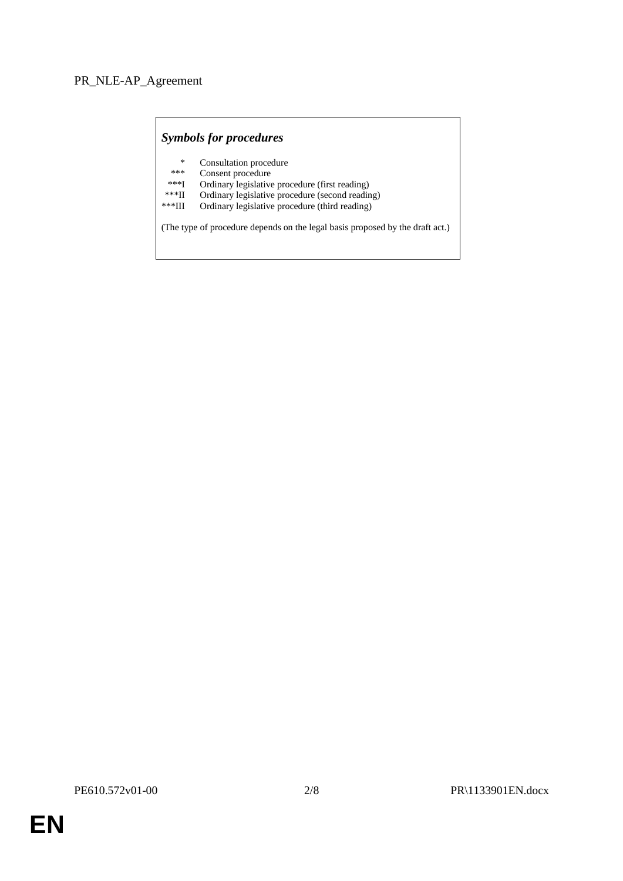PR_NLE-AP_Agreement

***Symbols for procedures***

| | |
|---|---|
| * | Consultation procedure |
| *** | Consent procedure |
| ***I | Ordinary legislative procedure (first reading) |
| ***II | Ordinary legislative procedure (second reading) |
| ***III | Ordinary legislative procedure (third reading) |

(The type of procedure depends on the legal basis proposed by the draft act.)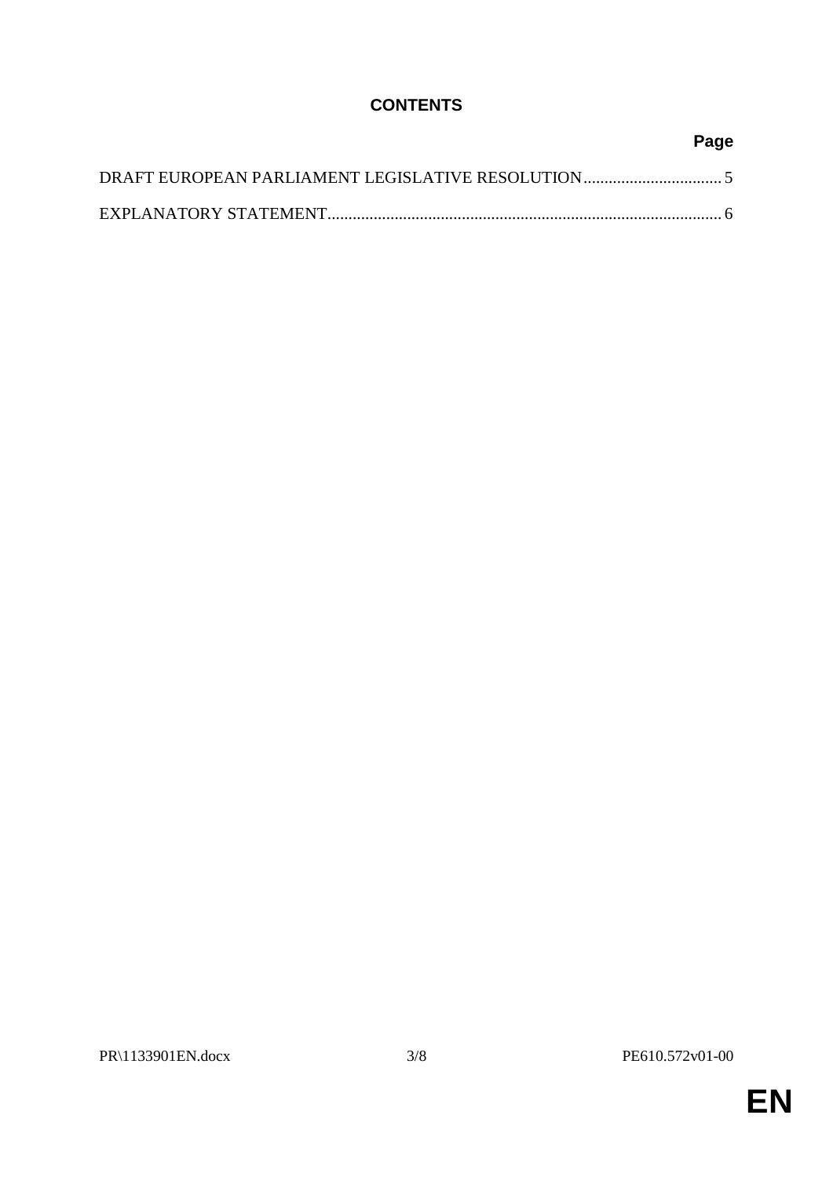# CONTENTS

| | Page |
|---|---|
| DRAFT EUROPEAN PARLIAMENT LEGISLATIVE RESOLUTION | 5 |
| EXPLANATORY STATEMENT | 6 |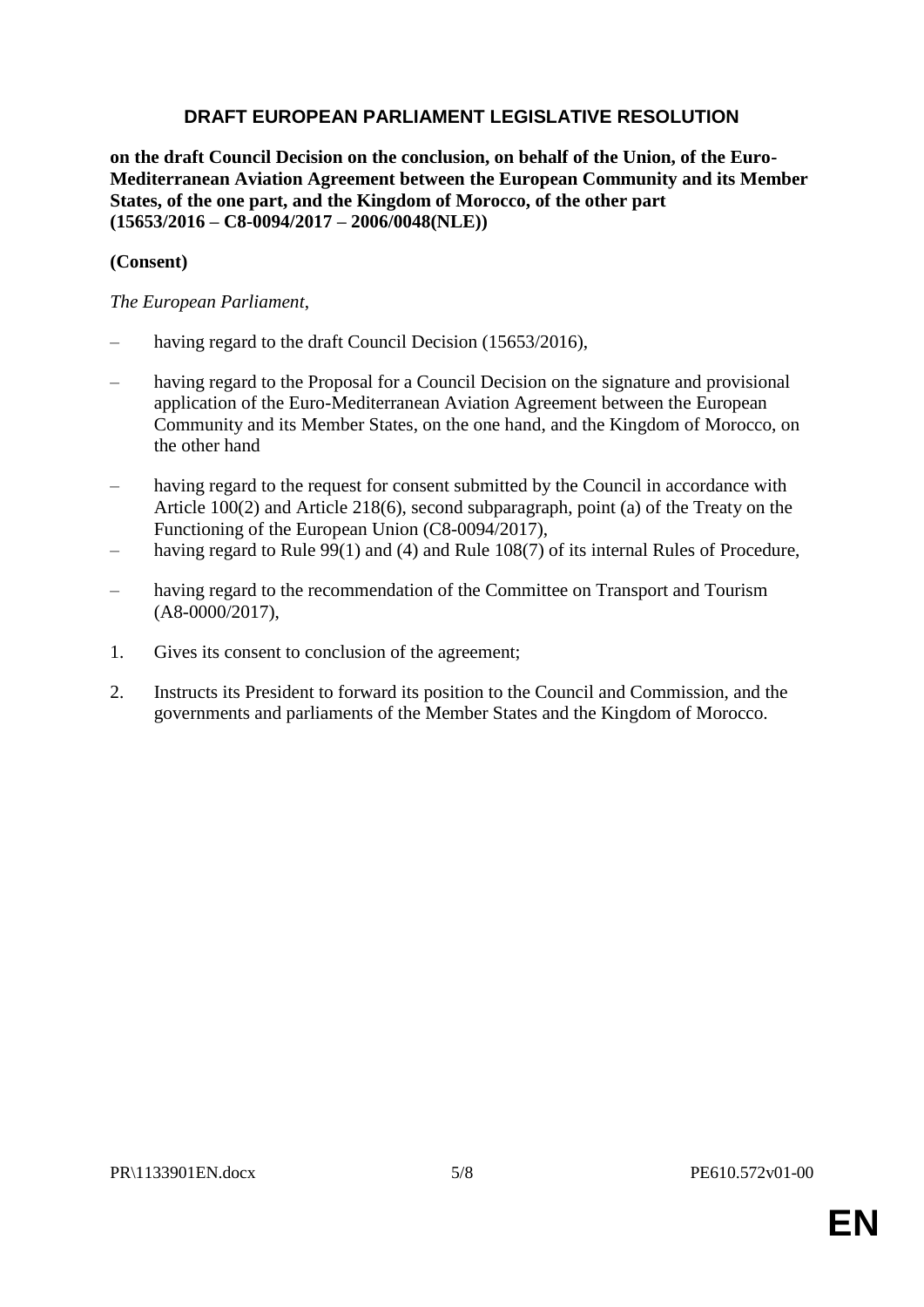# DRAFT EUROPEAN PARLIAMENT LEGISLATIVE RESOLUTION

**on the draft Council Decision on the conclusion, on behalf of the Union, of the Euro-Mediterranean Aviation Agreement between the European Community and its Member States, of the one part, and the Kingdom of Morocco, of the other part (15653/2016 – C8-0094/2017 – 2006/0048(NLE))**

**(Consent)**

*The European Parliament*,

– having regard to the draft Council Decision (15653/2016),

– having regard to the Proposal for a Council Decision on the signature and provisional application of the Euro-Mediterranean Aviation Agreement between the European Community and its Member States, on the one hand, and the Kingdom of Morocco, on the other hand

– having regard to the request for consent submitted by the Council in accordance with Article 100(2) and Article 218(6), second subparagraph, point (a) of the Treaty on the Functioning of the European Union (C8-0094/2017),

– having regard to Rule 99(1) and (4) and Rule 108(7) of its internal Rules of Procedure,

– having regard to the recommendation of the Committee on Transport and Tourism (A8-0000/2017),

1. Gives its consent to conclusion of the agreement;

2. Instructs its President to forward its position to the Council and Commission, and the governments and parliaments of the Member States and the Kingdom of Morocco.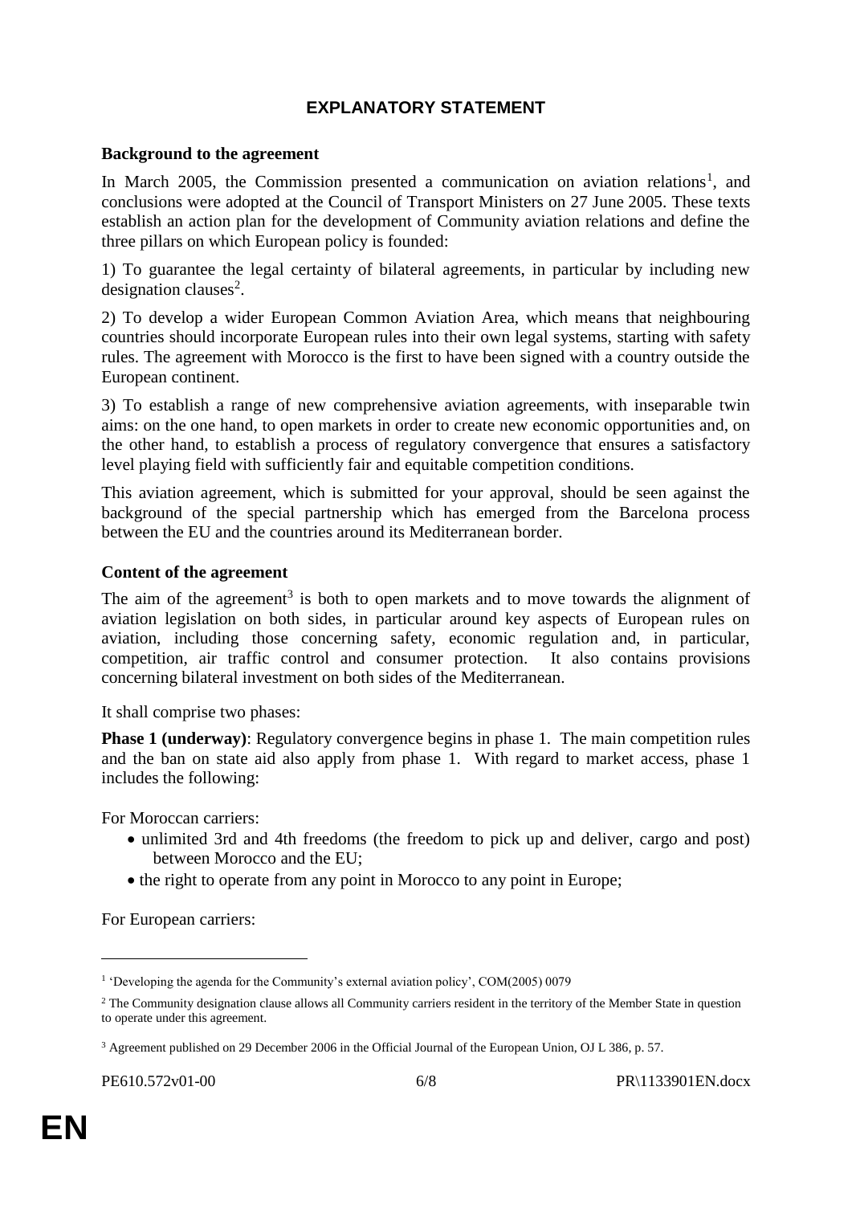# EXPLANATORY STATEMENT

**Background to the agreement**

In March 2005, the Commission presented a communication on aviation relations[1], and conclusions were adopted at the Council of Transport Ministers on 27 June 2005. These texts establish an action plan for the development of Community aviation relations and define the three pillars on which European policy is founded:

1) To guarantee the legal certainty of bilateral agreements, in particular by including new designation clauses[2].

2) To develop a wider European Common Aviation Area, which means that neighbouring countries should incorporate European rules into their own legal systems, starting with safety rules. The agreement with Morocco is the first to have been signed with a country outside the European continent.

3) To establish a range of new comprehensive aviation agreements, with inseparable twin aims: on the one hand, to open markets in order to create new economic opportunities and, on the other hand, to establish a process of regulatory convergence that ensures a satisfactory level playing field with sufficiently fair and equitable competition conditions.

This aviation agreement, which is submitted for your approval, should be seen against the background of the special partnership which has emerged from the Barcelona process between the EU and the countries around its Mediterranean border.

**Content of the agreement**

The aim of the agreement[3] is both to open markets and to move towards the alignment of aviation legislation on both sides, in particular around key aspects of European rules on aviation, including those concerning safety, economic regulation and, in particular, competition, air traffic control and consumer protection. It also contains provisions concerning bilateral investment on both sides of the Mediterranean.

It shall comprise two phases:

**Phase 1 (underway)**: Regulatory convergence begins in phase 1. The main competition rules and the ban on state aid also apply from phase 1. With regard to market access, phase 1 includes the following:

For Moroccan carriers:

- unlimited 3rd and 4th freedoms (the freedom to pick up and deliver, cargo and post) between Morocco and the EU;
- the right to operate from any point in Morocco to any point in Europe;

For European carriers:

---

[1] 'Developing the agenda for the Community's external aviation policy', COM(2005) 0079

[2] The Community designation clause allows all Community carriers resident in the territory of the Member State in question to operate under this agreement.

[3] Agreement published on 29 December 2006 in the Official Journal of the European Union, OJ L 386, p. 57.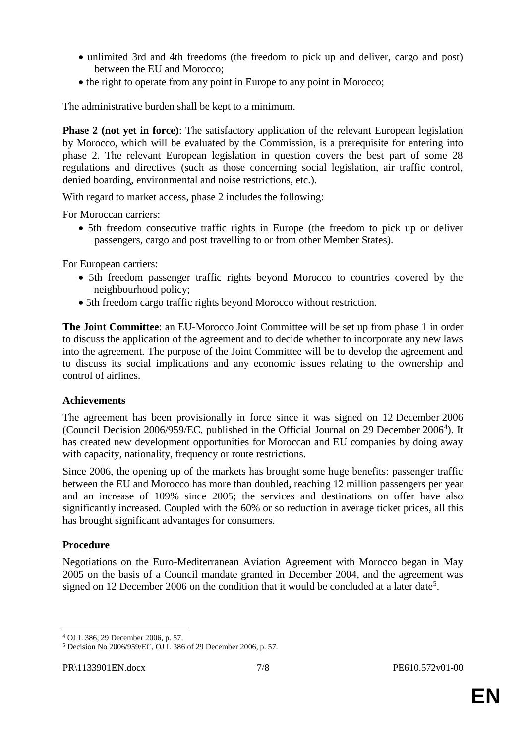- unlimited 3rd and 4th freedoms (the freedom to pick up and deliver, cargo and post) between the EU and Morocco;
- the right to operate from any point in Europe to any point in Morocco;

The administrative burden shall be kept to a minimum.

**Phase 2 (not yet in force)**: The satisfactory application of the relevant European legislation by Morocco, which will be evaluated by the Commission, is a prerequisite for entering into phase 2. The relevant European legislation in question covers the best part of some 28 regulations and directives (such as those concerning social legislation, air traffic control, denied boarding, environmental and noise restrictions, etc.).

With regard to market access, phase 2 includes the following:

For Moroccan carriers:

- 5th freedom consecutive traffic rights in Europe (the freedom to pick up or deliver passengers, cargo and post travelling to or from other Member States).

For European carriers:

- 5th freedom passenger traffic rights beyond Morocco to countries covered by the neighbourhood policy;
- 5th freedom cargo traffic rights beyond Morocco without restriction.

**The Joint Committee**: an EU-Morocco Joint Committee will be set up from phase 1 in order to discuss the application of the agreement and to decide whether to incorporate any new laws into the agreement. The purpose of the Joint Committee will be to develop the agreement and to discuss its social implications and any economic issues relating to the ownership and control of airlines.

**Achievements**

The agreement has been provisionally in force since it was signed on 12 December 2006 (Council Decision 2006/959/EC, published in the Official Journal on 29 December 2006[4]). It has created new development opportunities for Moroccan and EU companies by doing away with capacity, nationality, frequency or route restrictions.

Since 2006, the opening up of the markets has brought some huge benefits: passenger traffic between the EU and Morocco has more than doubled, reaching 12 million passengers per year and an increase of 109% since 2005; the services and destinations on offer have also significantly increased. Coupled with the 60% or so reduction in average ticket prices, all this has brought significant advantages for consumers.

**Procedure**

Negotiations on the Euro-Mediterranean Aviation Agreement with Morocco began in May 2005 on the basis of a Council mandate granted in December 2004, and the agreement was signed on 12 December 2006 on the condition that it would be concluded at a later date[5].

---

[4] OJ L 386, 29 December 2006, p. 57.

[5] Decision No 2006/959/EC, OJ L 386 of 29 December 2006, p. 57.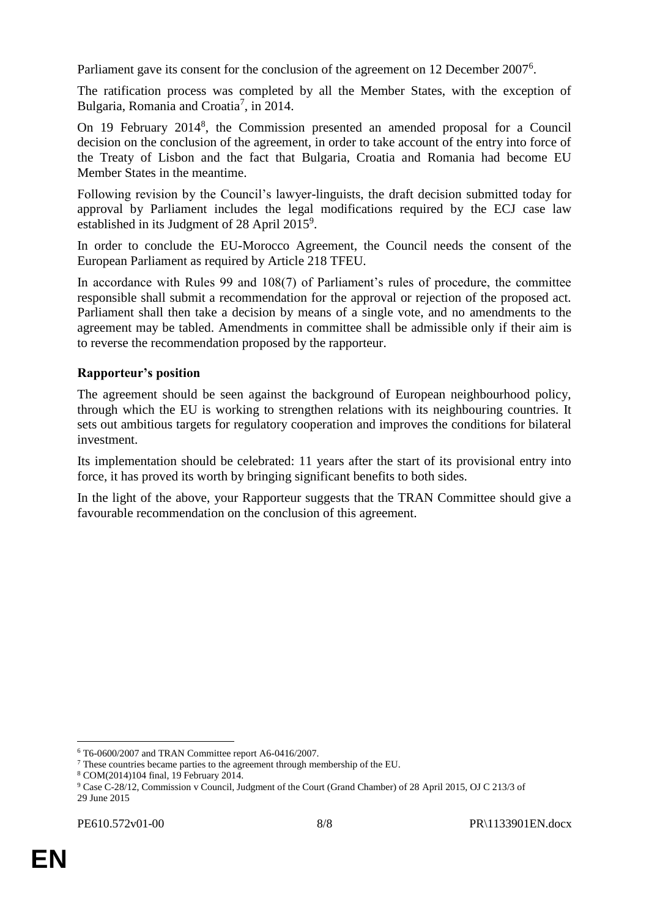Parliament gave its consent for the conclusion of the agreement on 12 December 2007[6].

The ratification process was completed by all the Member States, with the exception of Bulgaria, Romania and Croatia[7], in 2014.

On 19 February 2014[8], the Commission presented an amended proposal for a Council decision on the conclusion of the agreement, in order to take account of the entry into force of the Treaty of Lisbon and the fact that Bulgaria, Croatia and Romania had become EU Member States in the meantime.

Following revision by the Council's lawyer-linguists, the draft decision submitted today for approval by Parliament includes the legal modifications required by the ECJ case law established in its Judgment of 28 April 2015[9].

In order to conclude the EU-Morocco Agreement, the Council needs the consent of the European Parliament as required by Article 218 TFEU.

In accordance with Rules 99 and 108(7) of Parliament's rules of procedure, the committee responsible shall submit a recommendation for the approval or rejection of the proposed act. Parliament shall then take a decision by means of a single vote, and no amendments to the agreement may be tabled. Amendments in committee shall be admissible only if their aim is to reverse the recommendation proposed by the rapporteur.

**Rapporteur's position**

The agreement should be seen against the background of European neighbourhood policy, through which the EU is working to strengthen relations with its neighbouring countries. It sets out ambitious targets for regulatory cooperation and improves the conditions for bilateral investment.

Its implementation should be celebrated: 11 years after the start of its provisional entry into force, it has proved its worth by bringing significant benefits to both sides.

In the light of the above, your Rapporteur suggests that the TRAN Committee should give a favourable recommendation on the conclusion of this agreement.

---

[6] T6-0600/2007 and TRAN Committee report A6-0416/2007.

[7] These countries became parties to the agreement through membership of the EU.

[8] COM(2014)104 final, 19 February 2014.

[9] Case C-28/12, Commission v Council, Judgment of the Court (Grand Chamber) of 28 April 2015, OJ C 213/3 of 29 June 2015